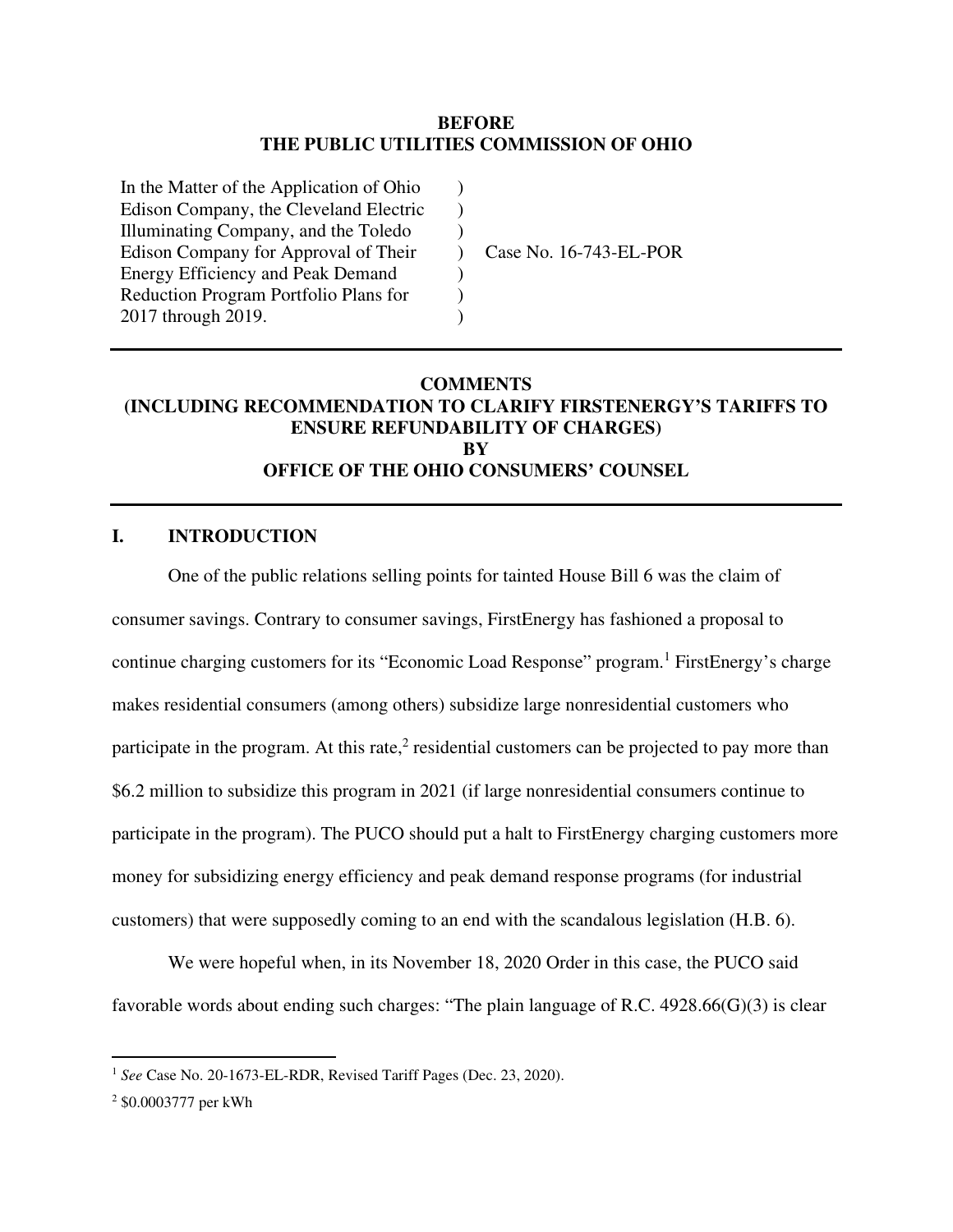**BEFORE**
**THE PUBLIC UTILITIES COMMISSION OF OHIO**

| | | |
|---|---|---|
| In the Matter of the Application of Ohio Edison Company, the Cleveland Electric Illuminating Company, and the Toledo Edison Company for Approval of Their Energy Efficiency and Peak Demand Reduction Program Portfolio Plans for 2017 through 2019. | ) ) ) ) ) ) ) | Case No. 16-743-EL-POR |

---

**COMMENTS**
**(INCLUDING RECOMMENDATION TO CLARIFY FIRSTENERGY'S TARIFFS TO ENSURE REFUNDABILITY OF CHARGES)**
**BY**
**OFFICE OF THE OHIO CONSUMERS' COUNSEL**

---

## I. INTRODUCTION

One of the public relations selling points for tainted House Bill 6 was the claim of consumer savings. Contrary to consumer savings, FirstEnergy has fashioned a proposal to continue charging customers for its "Economic Load Response" program.[1] FirstEnergy's charge makes residential consumers (among others) subsidize large nonresidential customers who participate in the program. At this rate,[2] residential customers can be projected to pay more than $6.2 million to subsidize this program in 2021 (if large nonresidential consumers continue to participate in the program). The PUCO should put a halt to FirstEnergy charging customers more money for subsidizing energy efficiency and peak demand response programs (for industrial customers) that were supposedly coming to an end with the scandalous legislation (H.B. 6).

We were hopeful when, in its November 18, 2020 Order in this case, the PUCO said favorable words about ending such charges: "The plain language of R.C. 4928.66(G)(3) is clear

---

[1] *See* Case No. 20-1673-EL-RDR, Revised Tariff Pages (Dec. 23, 2020).

[2] $0.0003777 per kWh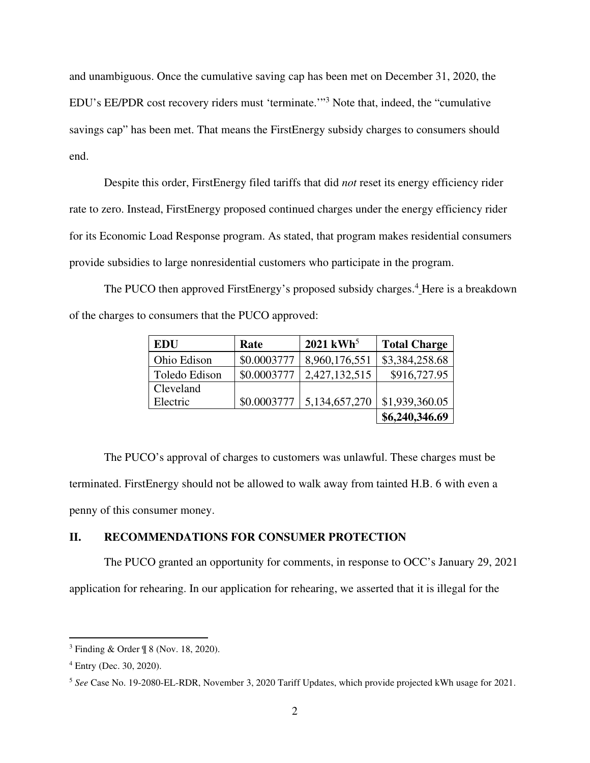and unambiguous. Once the cumulative saving cap has been met on December 31, 2020, the EDU's EE/PDR cost recovery riders must 'terminate.'"[3] Note that, indeed, the "cumulative savings cap" has been met. That means the FirstEnergy subsidy charges to consumers should end.

Despite this order, FirstEnergy filed tariffs that did *not* reset its energy efficiency rider rate to zero. Instead, FirstEnergy proposed continued charges under the energy efficiency rider for its Economic Load Response program. As stated, that program makes residential consumers provide subsidies to large nonresidential customers who participate in the program.

The PUCO then approved FirstEnergy's proposed subsidy charges.[4] Here is a breakdown of the charges to consumers that the PUCO approved:

| EDU | Rate | 2021 kWh[5] | Total Charge |
|---|---|---|---|
| Ohio Edison | $0.0003777 | 8,960,176,551 | $3,384,258.68 |
| Toledo Edison | $0.0003777 | 2,427,132,515 | $916,727.95 |
| Cleveland Electric | $0.0003777 | 5,134,657,270 | $1,939,360.05 |
| | | | **$6,240,346.69** |

The PUCO's approval of charges to customers was unlawful. These charges must be terminated. FirstEnergy should not be allowed to walk away from tainted H.B. 6 with even a penny of this consumer money.

## II. RECOMMENDATIONS FOR CONSUMER PROTECTION

The PUCO granted an opportunity for comments, in response to OCC's January 29, 2021 application for rehearing. In our application for rehearing, we asserted that it is illegal for the

---

[3] Finding & Order ¶ 8 (Nov. 18, 2020).

[4] Entry (Dec. 30, 2020).

[5] *See* Case No. 19-2080-EL-RDR, November 3, 2020 Tariff Updates, which provide projected kWh usage for 2021.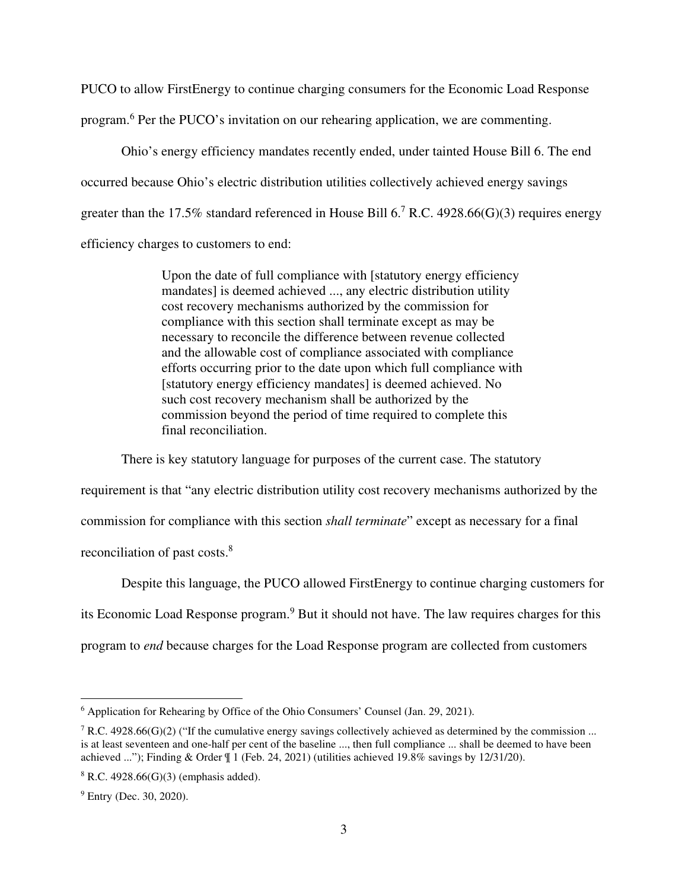PUCO to allow FirstEnergy to continue charging consumers for the Economic Load Response program.[6] Per the PUCO's invitation on our rehearing application, we are commenting.

Ohio's energy efficiency mandates recently ended, under tainted House Bill 6. The end occurred because Ohio's electric distribution utilities collectively achieved energy savings greater than the 17.5% standard referenced in House Bill 6.[7] R.C. 4928.66(G)(3) requires energy efficiency charges to customers to end:

> Upon the date of full compliance with [statutory energy efficiency mandates] is deemed achieved ..., any electric distribution utility cost recovery mechanisms authorized by the commission for compliance with this section shall terminate except as may be necessary to reconcile the difference between revenue collected and the allowable cost of compliance associated with compliance efforts occurring prior to the date upon which full compliance with [statutory energy efficiency mandates] is deemed achieved. No such cost recovery mechanism shall be authorized by the commission beyond the period of time required to complete this final reconciliation.

There is key statutory language for purposes of the current case. The statutory requirement is that "any electric distribution utility cost recovery mechanisms authorized by the commission for compliance with this section *shall terminate*" except as necessary for a final reconciliation of past costs.[8]

Despite this language, the PUCO allowed FirstEnergy to continue charging customers for its Economic Load Response program.[9] But it should not have. The law requires charges for this program to *end* because charges for the Load Response program are collected from customers

---

[6] Application for Rehearing by Office of the Ohio Consumers' Counsel (Jan. 29, 2021).

[7] R.C. 4928.66(G)(2) ("If the cumulative energy savings collectively achieved as determined by the commission ... is at least seventeen and one-half per cent of the baseline ..., then full compliance ... shall be deemed to have been achieved ..."); Finding & Order ¶ 1 (Feb. 24, 2021) (utilities achieved 19.8% savings by 12/31/20).

[8] R.C. 4928.66(G)(3) (emphasis added).

[9] Entry (Dec. 30, 2020).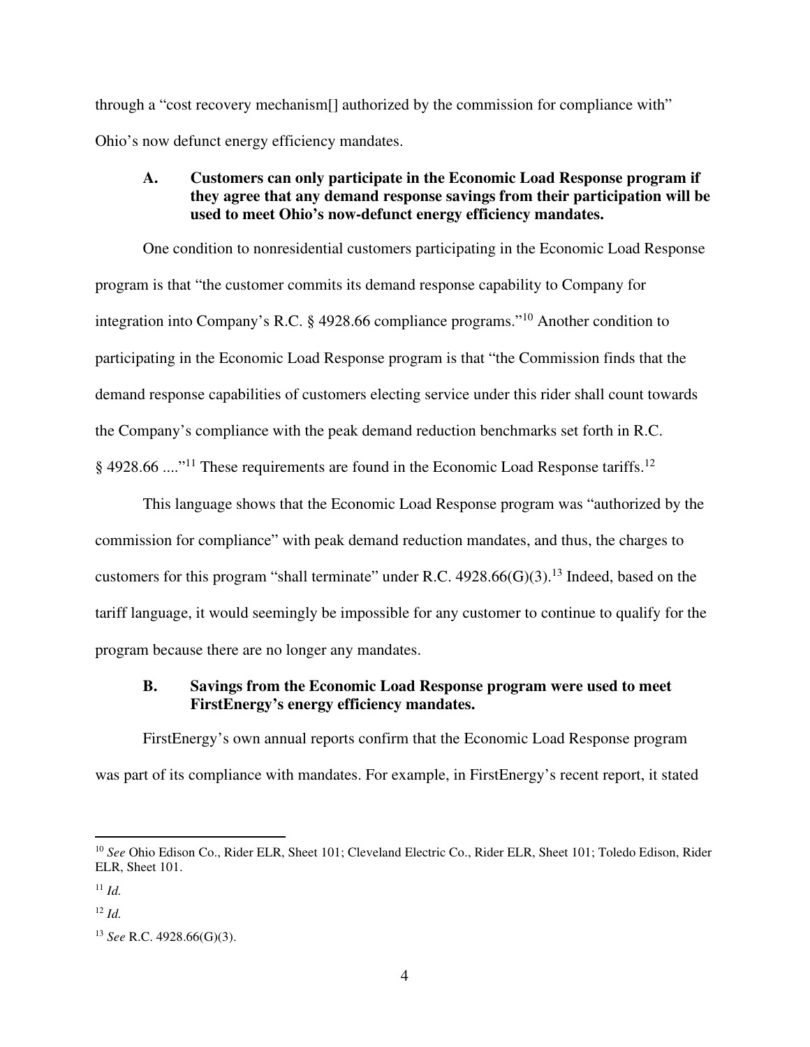through a "cost recovery mechanism[] authorized by the commission for compliance with" Ohio's now defunct energy efficiency mandates.

### A. Customers can only participate in the Economic Load Response program if they agree that any demand response savings from their participation will be used to meet Ohio's now-defunct energy efficiency mandates.

One condition to nonresidential customers participating in the Economic Load Response program is that "the customer commits its demand response capability to Company for integration into Company's R.C. § 4928.66 compliance programs."[10] Another condition to participating in the Economic Load Response program is that "the Commission finds that the demand response capabilities of customers electing service under this rider shall count towards the Company's compliance with the peak demand reduction benchmarks set forth in R.C. § 4928.66 ...."[11] These requirements are found in the Economic Load Response tariffs.[12]

This language shows that the Economic Load Response program was "authorized by the commission for compliance" with peak demand reduction mandates, and thus, the charges to customers for this program "shall terminate" under R.C. 4928.66(G)(3).[13] Indeed, based on the tariff language, it would seemingly be impossible for any customer to continue to qualify for the program because there are no longer any mandates.

### B. Savings from the Economic Load Response program were used to meet FirstEnergy's energy efficiency mandates.

FirstEnergy's own annual reports confirm that the Economic Load Response program was part of its compliance with mandates. For example, in FirstEnergy's recent report, it stated

---

[10] *See* Ohio Edison Co., Rider ELR, Sheet 101; Cleveland Electric Co., Rider ELR, Sheet 101; Toledo Edison, Rider ELR, Sheet 101.

[11] *Id.*

[12] *Id.*

[13] *See* R.C. 4928.66(G)(3).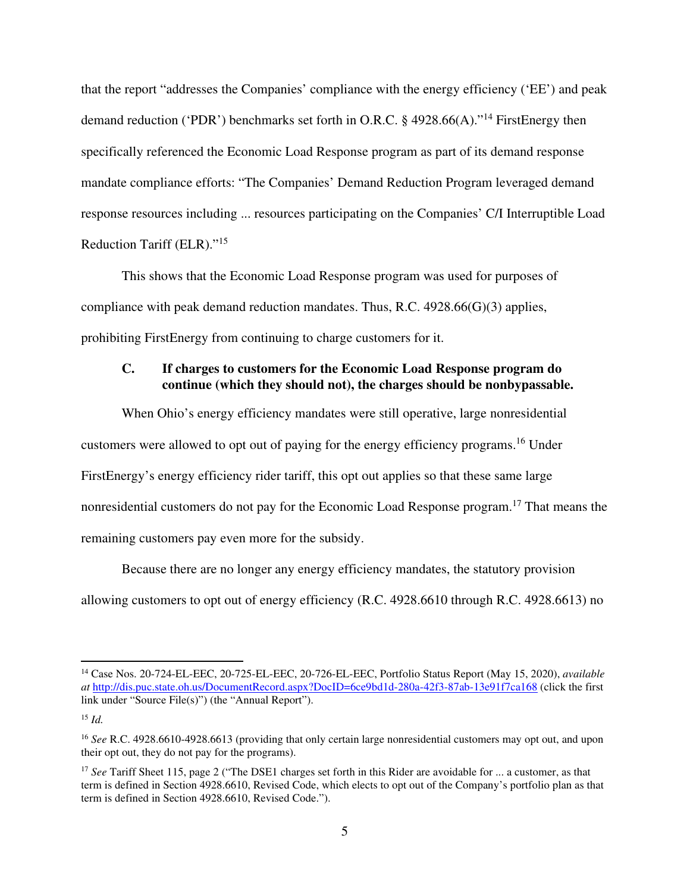that the report "addresses the Companies' compliance with the energy efficiency ('EE') and peak demand reduction ('PDR') benchmarks set forth in O.R.C. § 4928.66(A)."[14] FirstEnergy then specifically referenced the Economic Load Response program as part of its demand response mandate compliance efforts: "The Companies' Demand Reduction Program leveraged demand response resources including ... resources participating on the Companies' C/I Interruptible Load Reduction Tariff (ELR)."[15]

This shows that the Economic Load Response program was used for purposes of compliance with peak demand reduction mandates. Thus, R.C. 4928.66(G)(3) applies, prohibiting FirstEnergy from continuing to charge customers for it.

### C. If charges to customers for the Economic Load Response program do continue (which they should not), the charges should be nonbypassable.

When Ohio's energy efficiency mandates were still operative, large nonresidential customers were allowed to opt out of paying for the energy efficiency programs.[16] Under FirstEnergy's energy efficiency rider tariff, this opt out applies so that these same large nonresidential customers do not pay for the Economic Load Response program.[17] That means the remaining customers pay even more for the subsidy.

Because there are no longer any energy efficiency mandates, the statutory provision allowing customers to opt out of energy efficiency (R.C. 4928.6610 through R.C. 4928.6613) no

---

[14] Case Nos. 20-724-EL-EEC, 20-725-EL-EEC, 20-726-EL-EEC, Portfolio Status Report (May 15, 2020), *available at* http://dis.puc.state.oh.us/DocumentRecord.aspx?DocID=6ce9bd1d-280a-42f3-87ab-13e91f7ca168 (click the first link under "Source File(s)") (the "Annual Report").

[15] *Id.*

[16] *See* R.C. 4928.6610-4928.6613 (providing that only certain large nonresidential customers may opt out, and upon their opt out, they do not pay for the programs).

[17] *See* Tariff Sheet 115, page 2 ("The DSE1 charges set forth in this Rider are avoidable for ... a customer, as that term is defined in Section 4928.6610, Revised Code, which elects to opt out of the Company's portfolio plan as that term is defined in Section 4928.6610, Revised Code.").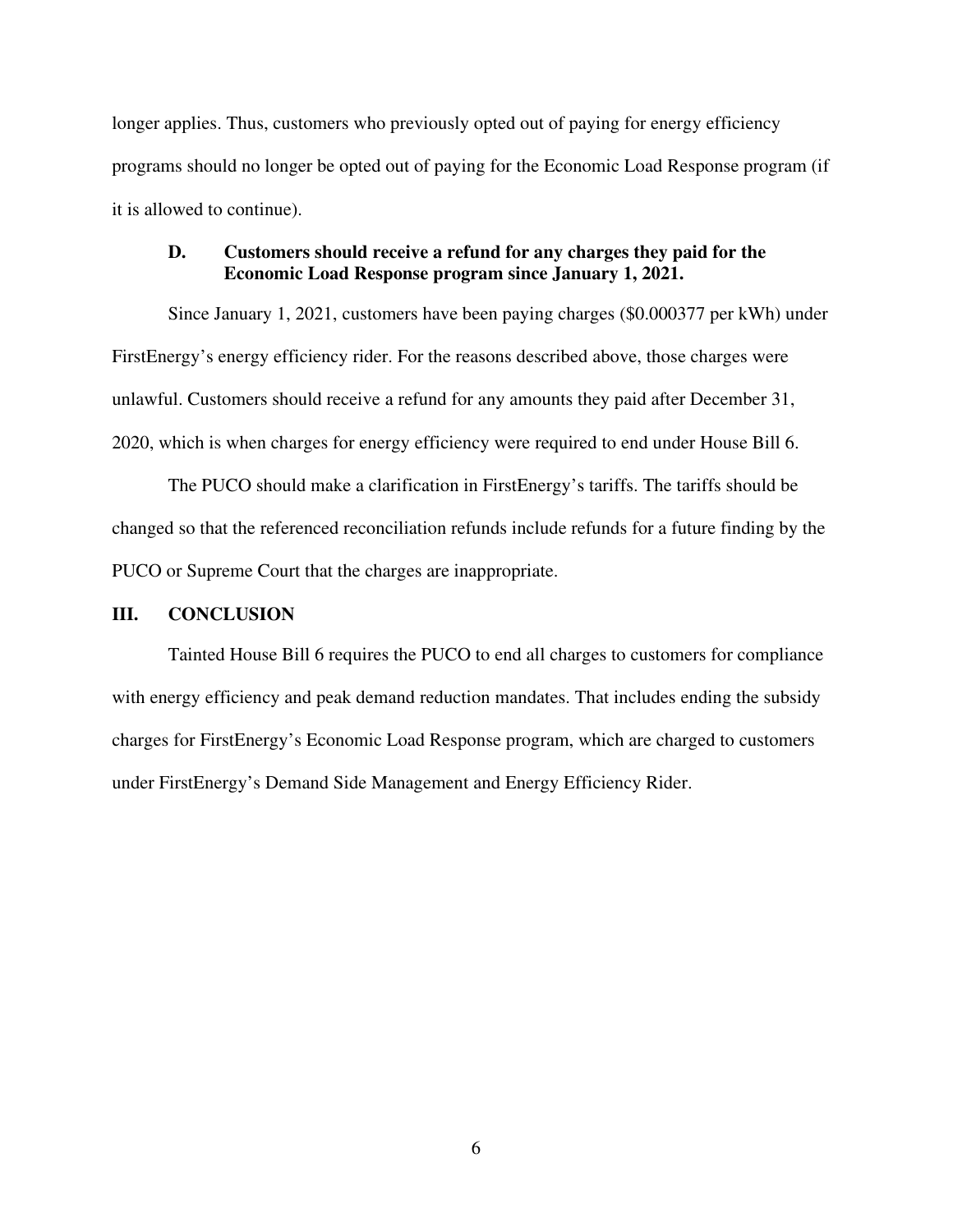longer applies. Thus, customers who previously opted out of paying for energy efficiency programs should no longer be opted out of paying for the Economic Load Response program (if it is allowed to continue).

### D. Customers should receive a refund for any charges they paid for the Economic Load Response program since January 1, 2021.

Since January 1, 2021, customers have been paying charges ($0.000377 per kWh) under FirstEnergy's energy efficiency rider. For the reasons described above, those charges were unlawful. Customers should receive a refund for any amounts they paid after December 31, 2020, which is when charges for energy efficiency were required to end under House Bill 6.

The PUCO should make a clarification in FirstEnergy's tariffs. The tariffs should be changed so that the referenced reconciliation refunds include refunds for a future finding by the PUCO or Supreme Court that the charges are inappropriate.

## III. CONCLUSION

Tainted House Bill 6 requires the PUCO to end all charges to customers for compliance with energy efficiency and peak demand reduction mandates. That includes ending the subsidy charges for FirstEnergy's Economic Load Response program, which are charged to customers under FirstEnergy's Demand Side Management and Energy Efficiency Rider.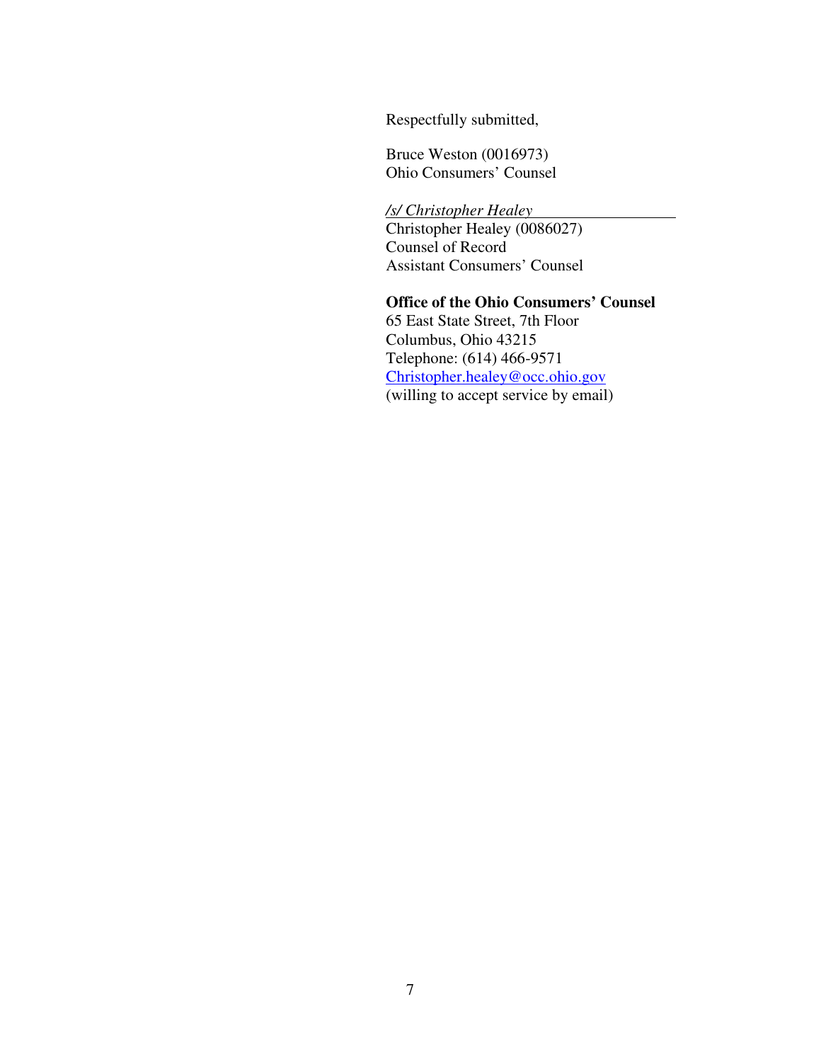Respectfully submitted,

Bruce Weston (0016973)
Ohio Consumers' Counsel

*/s/ Christopher Healey*
Christopher Healey (0086027)
Counsel of Record
Assistant Consumers' Counsel

**Office of the Ohio Consumers' Counsel**
65 East State Street, 7th Floor
Columbus, Ohio 43215
Telephone: (614) 466-9571
Christopher.healey@occ.ohio.gov
(willing to accept service by email)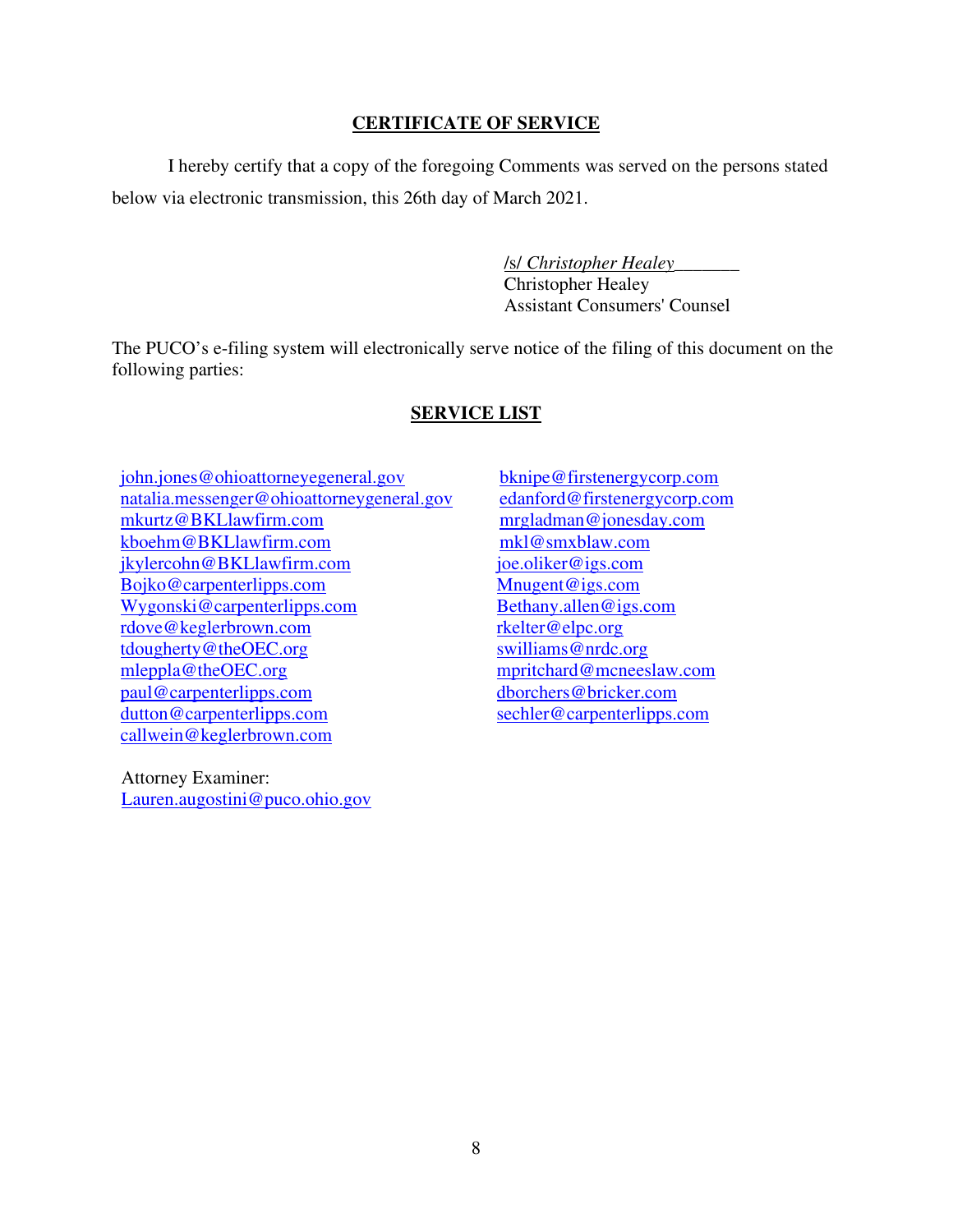## CERTIFICATE OF SERVICE

I hereby certify that a copy of the foregoing Comments was served on the persons stated below via electronic transmission, this 26th day of March 2021.

/s/ *Christopher Healey*\_\_\_\_\_\_\_
Christopher Healey
Assistant Consumers' Counsel

The PUCO's e-filing system will electronically serve notice of the filing of this document on the following parties:

## SERVICE LIST

john.jones@ohioattorneyegeneral.gov
natalia.messenger@ohioattorneygeneral.gov
mkurtz@BKLlawfirm.com
kboehm@BKLlawfirm.com
jkylercohn@BKLlawfirm.com
Bojko@carpenterlipps.com
Wygonski@carpenterlipps.com
rdove@keglerbrown.com
tdougherty@theOEC.org
mleppla@theOEC.org
paul@carpenterlipps.com
dutton@carpenterlipps.com
callwein@keglerbrown.com

Attorney Examiner:
Lauren.augostini@puco.ohio.gov

bknipe@firstenergycorp.com
edanford@firstenergycorp.com
mrgladman@jonesday.com
mkl@smxblaw.com
joe.oliker@igs.com
Mnugent@igs.com
Bethany.allen@igs.com
rkelter@elpc.org
swilliams@nrdc.org
mpritchard@mcneeslaw.com
dborchers@bricker.com
sechler@carpenterlipps.com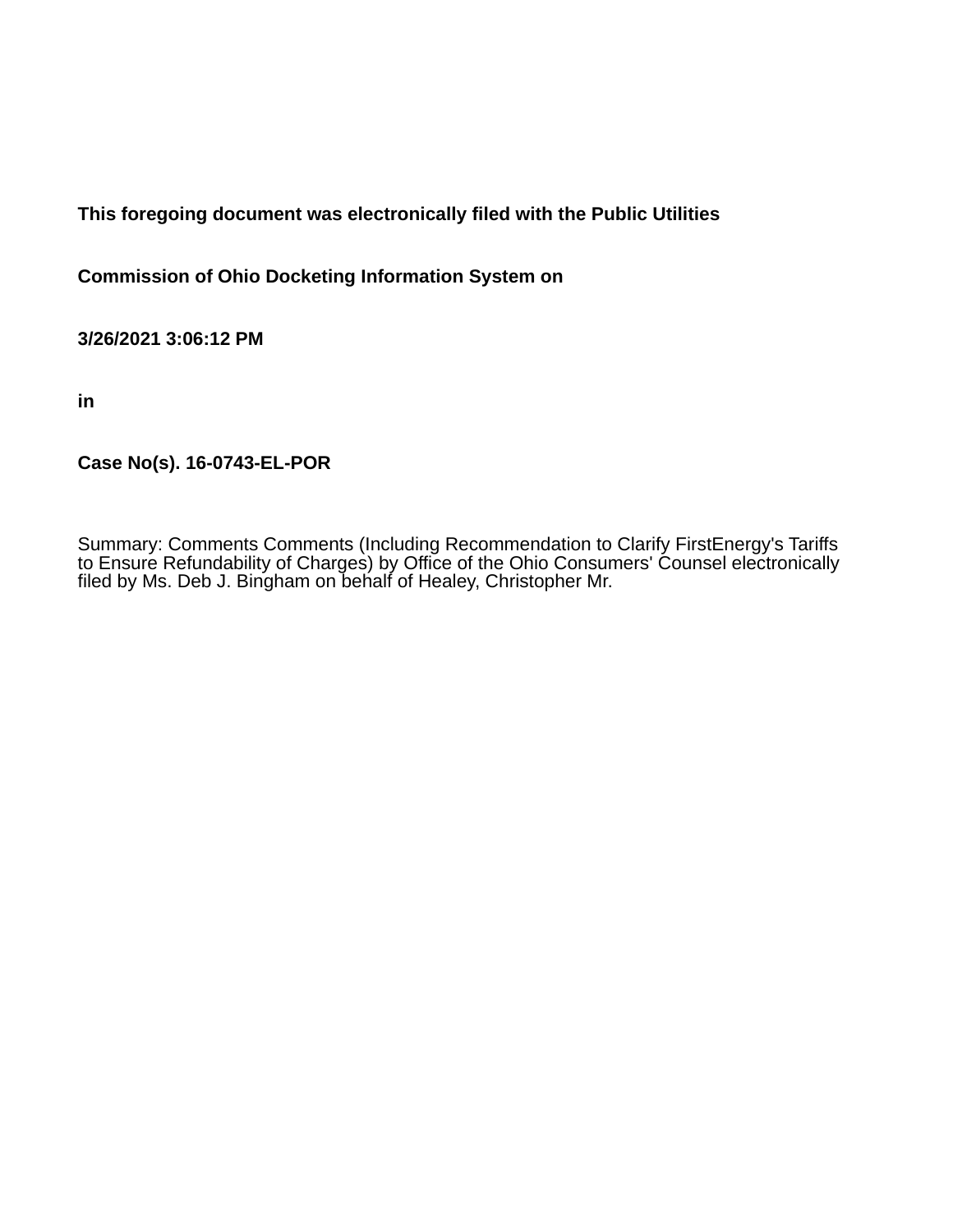**This foregoing document was electronically filed with the Public Utilities**

**Commission of Ohio Docketing Information System on**

**3/26/2021 3:06:12 PM**

**in**

**Case No(s). 16-0743-EL-POR**

Summary: Comments Comments (Including Recommendation to Clarify FirstEnergy's Tariffs to Ensure Refundability of Charges) by Office of the Ohio Consumers' Counsel electronically filed by Ms. Deb J. Bingham on behalf of Healey, Christopher Mr.